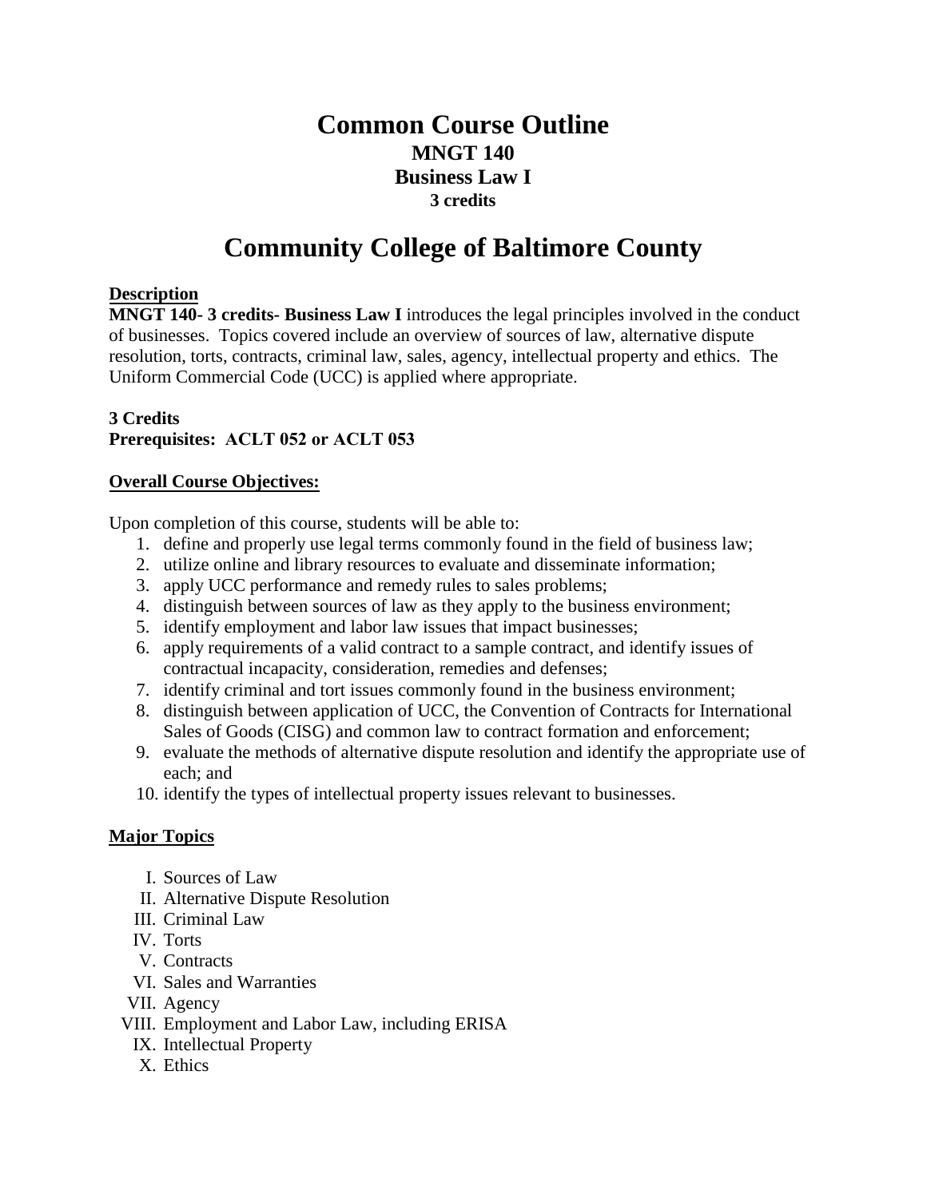# Common Course Outline

## MNGT 140
## Business Law I
### 3 credits

# Community College of Baltimore County

**Description**

**MNGT 140- 3 credits- Business Law I** introduces the legal principles involved in the conduct of businesses. Topics covered include an overview of sources of law, alternative dispute resolution, torts, contracts, criminal law, sales, agency, intellectual property and ethics. The Uniform Commercial Code (UCC) is applied where appropriate.

**3 Credits**
**Prerequisites: ACLT 052 or ACLT 053**

**Overall Course Objectives:**

Upon completion of this course, students will be able to:

1. define and properly use legal terms commonly found in the field of business law;
2. utilize online and library resources to evaluate and disseminate information;
3. apply UCC performance and remedy rules to sales problems;
4. distinguish between sources of law as they apply to the business environment;
5. identify employment and labor law issues that impact businesses;
6. apply requirements of a valid contract to a sample contract, and identify issues of contractual incapacity, consideration, remedies and defenses;
7. identify criminal and tort issues commonly found in the business environment;
8. distinguish between application of UCC, the Convention of Contracts for International Sales of Goods (CISG) and common law to contract formation and enforcement;
9. evaluate the methods of alternative dispute resolution and identify the appropriate use of each; and
10. identify the types of intellectual property issues relevant to businesses.

**Major Topics**

I. Sources of Law
II. Alternative Dispute Resolution
III. Criminal Law
IV. Torts
V. Contracts
VI. Sales and Warranties
VII. Agency
VIII. Employment and Labor Law, including ERISA
IX. Intellectual Property
X. Ethics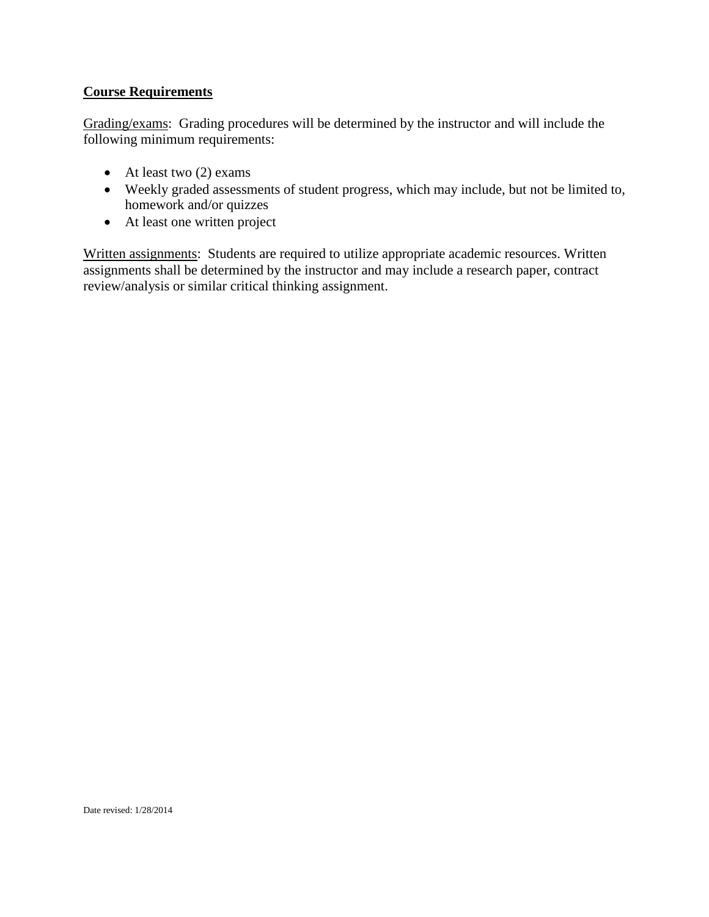**Course Requirements**

Grading/exams: Grading procedures will be determined by the instructor and will include the following minimum requirements:

- At least two (2) exams
- Weekly graded assessments of student progress, which may include, but not be limited to, homework and/or quizzes
- At least one written project

Written assignments: Students are required to utilize appropriate academic resources. Written assignments shall be determined by the instructor and may include a research paper, contract review/analysis or similar critical thinking assignment.

Date revised: 1/28/2014